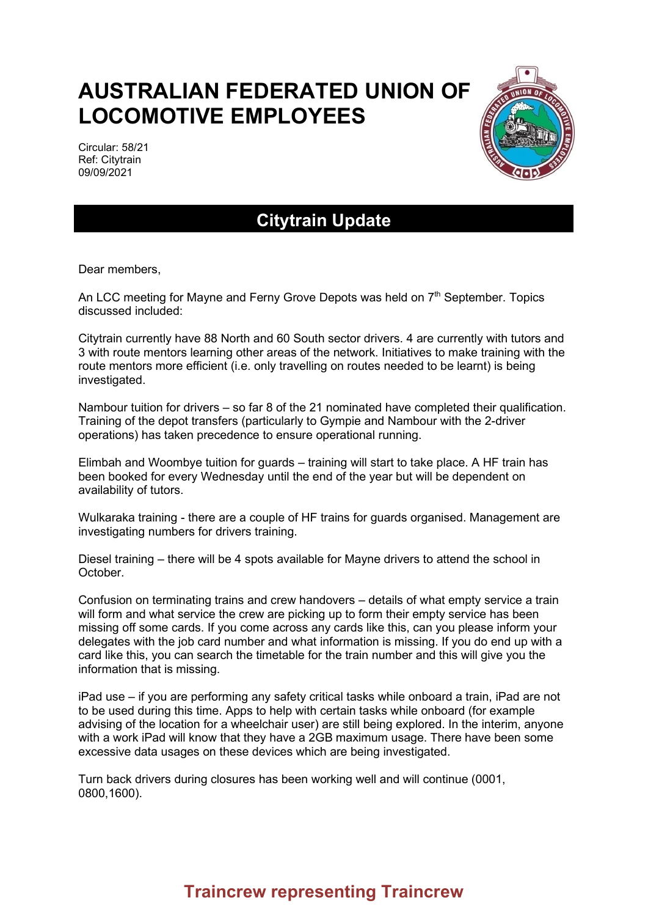# AUSTRALIAN FEDERATED UNION OF LOCOMOTIVE EMPLOYEES

Circular: 58/21
Ref: Citytrain
09/09/2021

## Citytrain Update

Dear members,

An LCC meeting for Mayne and Ferny Grove Depots was held on 7th September. Topics discussed included:

Citytrain currently have 88 North and 60 South sector drivers. 4 are currently with tutors and 3 with route mentors learning other areas of the network. Initiatives to make training with the route mentors more efficient (i.e. only travelling on routes needed to be learnt) is being investigated.

Nambour tuition for drivers – so far 8 of the 21 nominated have completed their qualification. Training of the depot transfers (particularly to Gympie and Nambour with the 2-driver operations) has taken precedence to ensure operational running.

Elimbah and Woombye tuition for guards – training will start to take place. A HF train has been booked for every Wednesday until the end of the year but will be dependent on availability of tutors.

Wulkaraka training - there are a couple of HF trains for guards organised. Management are investigating numbers for drivers training.

Diesel training – there will be 4 spots available for Mayne drivers to attend the school in October.

Confusion on terminating trains and crew handovers – details of what empty service a train will form and what service the crew are picking up to form their empty service has been missing off some cards. If you come across any cards like this, can you please inform your delegates with the job card number and what information is missing. If you do end up with a card like this, you can search the timetable for the train number and this will give you the information that is missing.

iPad use – if you are performing any safety critical tasks while onboard a train, iPad are not to be used during this time. Apps to help with certain tasks while onboard (for example advising of the location for a wheelchair user) are still being explored. In the interim, anyone with a work iPad will know that they have a 2GB maximum usage. There have been some excessive data usages on these devices which are being investigated.

Turn back drivers during closures has been working well and will continue (0001, 0800,1600).

**Traincrew representing Traincrew**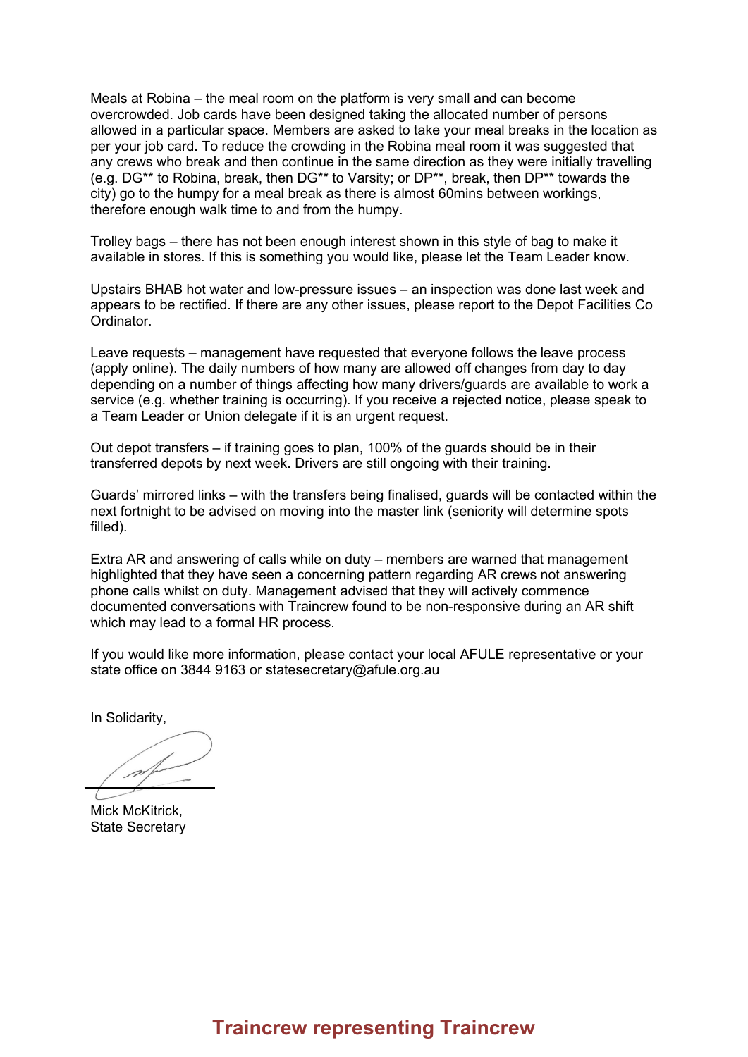Meals at Robina – the meal room on the platform is very small and can become overcrowded. Job cards have been designed taking the allocated number of persons allowed in a particular space. Members are asked to take your meal breaks in the location as per your job card. To reduce the crowding in the Robina meal room it was suggested that any crews who break and then continue in the same direction as they were initially travelling (e.g. DG** to Robina, break, then DG** to Varsity; or DP**, break, then DP** towards the city) go to the humpy for a meal break as there is almost 60mins between workings, therefore enough walk time to and from the humpy.

Trolley bags – there has not been enough interest shown in this style of bag to make it available in stores. If this is something you would like, please let the Team Leader know.

Upstairs BHAB hot water and low-pressure issues – an inspection was done last week and appears to be rectified. If there are any other issues, please report to the Depot Facilities Co Ordinator.

Leave requests – management have requested that everyone follows the leave process (apply online). The daily numbers of how many are allowed off changes from day to day depending on a number of things affecting how many drivers/guards are available to work a service (e.g. whether training is occurring). If you receive a rejected notice, please speak to a Team Leader or Union delegate if it is an urgent request.

Out depot transfers – if training goes to plan, 100% of the guards should be in their transferred depots by next week. Drivers are still ongoing with their training.

Guards' mirrored links – with the transfers being finalised, guards will be contacted within the next fortnight to be advised on moving into the master link (seniority will determine spots filled).

Extra AR and answering of calls while on duty – members are warned that management highlighted that they have seen a concerning pattern regarding AR crews not answering phone calls whilst on duty. Management advised that they will actively commence documented conversations with Traincrew found to be non-responsive during an AR shift which may lead to a formal HR process.

If you would like more information, please contact your local AFULE representative or your state office on 3844 9163 or statesecretary@afule.org.au

In Solidarity,

Mick McKitrick,
State Secretary

**Traincrew representing Traincrew**